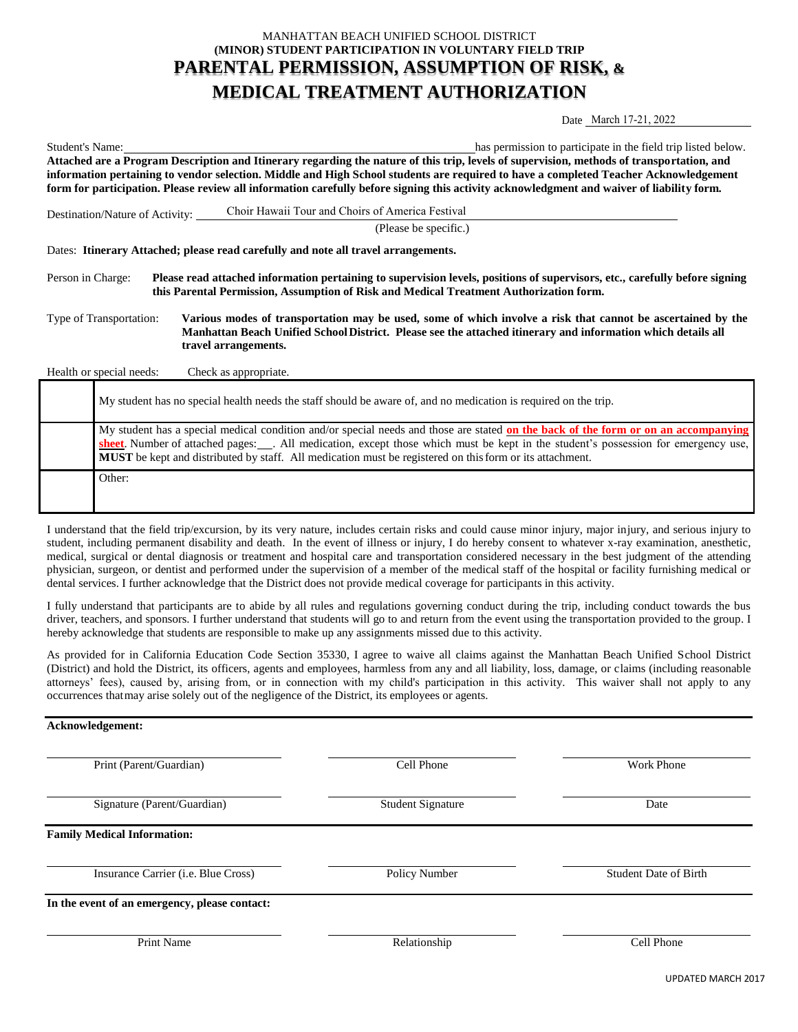MANHATTAN BEACH UNIFIED SCHOOL DISTRICT

**(MINOR) STUDENT PARTICIPATION IN VOLUNTARY FIELD TRIP**

# PARENTAL PERMISSION, ASSUMPTION OF RISK, & MEDICAL TREATMENT AUTHORIZATION

Date March 17-21, 2022

Student's Name: ______________________________ has permission to participate in the field trip listed below.
**Attached are a Program Description and Itinerary regarding the nature of this trip, levels of supervision, methods of transportation, and information pertaining to vendor selection. Middle and High School students are required to have a completed Teacher Acknowledgement form for participation. Please review all information carefully before signing this activity acknowledgment and waiver of liability form.**

Destination/Nature of Activity: Choir Hawaii Tour and Choirs of America Festival
(Please be specific.)

Dates: **Itinerary Attached; please read carefully and note all travel arrangements.**

Person in Charge: **Please read attached information pertaining to supervision levels, positions of supervisors, etc., carefully before signing this Parental Permission, Assumption of Risk and Medical Treatment Authorization form.**

Type of Transportation: **Various modes of transportation may be used, some of which involve a risk that cannot be ascertained by the Manhattan Beach Unified School District. Please see the attached itinerary and information which details all travel arrangements.**

Health or special needs: Check as appropriate.

| | |
|---|---|
| | My student has no special health needs the staff should be aware of, and no medication is required on the trip. |
| | My student has a special medical condition and/or special needs and those are stated **on the back of the form or on an accompanying sheet**. Number of attached pages: ___. All medication, except those which must be kept in the student's possession for emergency use, **MUST** be kept and distributed by staff. All medication must be registered on this form or its attachment. |
| | Other: |

I understand that the field trip/excursion, by its very nature, includes certain risks and could cause minor injury, major injury, and serious injury to student, including permanent disability and death. In the event of illness or injury, I do hereby consent to whatever x-ray examination, anesthetic, medical, surgical or dental diagnosis or treatment and hospital care and transportation considered necessary in the best judgment of the attending physician, surgeon, or dentist and performed under the supervision of a member of the medical staff of the hospital or facility furnishing medical or dental services. I further acknowledge that the District does not provide medical coverage for participants in this activity.

I fully understand that participants are to abide by all rules and regulations governing conduct during the trip, including conduct towards the bus driver, teachers, and sponsors. I further understand that students will go to and return from the event using the transportation provided to the group. I hereby acknowledge that students are responsible to make up any assignments missed due to this activity.

As provided for in California Education Code Section 35330, I agree to waive all claims against the Manhattan Beach Unified School District (District) and hold the District, its officers, agents and employees, harmless from any and all liability, loss, damage, or claims (including reasonable attorneys' fees), caused by, arising from, or in connection with my child's participation in this activity. This waiver shall not apply to any occurrences that may arise solely out of the negligence of the District, its employees or agents.

**Acknowledgement:**

| | | |
|---|---|---|
| Print (Parent/Guardian) | Cell Phone | Work Phone |
| Signature (Parent/Guardian) | Student Signature | Date |

**Family Medical Information:**

| | | |
|---|---|---|
| Insurance Carrier (i.e. Blue Cross) | Policy Number | Student Date of Birth |

**In the event of an emergency, please contact:**

| | | |
|---|---|---|
| Print Name | Relationship | Cell Phone |

UPDATED MARCH 2017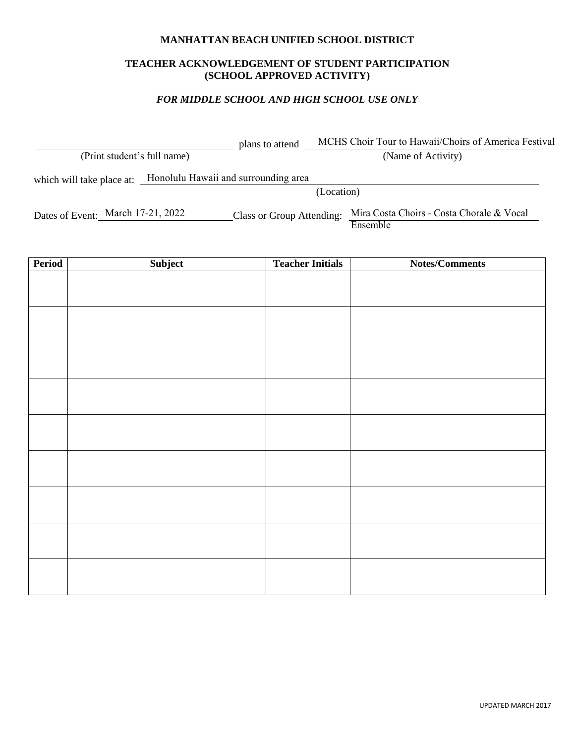**MANHATTAN BEACH UNIFIED SCHOOL DISTRICT**

**TEACHER ACKNOWLEDGEMENT OF STUDENT PARTICIPATION (SCHOOL APPROVED ACTIVITY)**

***FOR MIDDLE SCHOOL AND HIGH SCHOOL USE ONLY***

______________________________ plans to attend MCHS Choir Tour to Hawaii/Choirs of America Festival
(Print student's full name) (Name of Activity)

which will take place at: Honolulu Hawaii and surrounding area
(Location)

Dates of Event: March 17-21, 2022 Class or Group Attending: Mira Costa Choirs - Costa Chorale & Vocal Ensemble

| Period | Subject | Teacher Initials | Notes/Comments |
|---|---|---|---|
| | | | |
| | | | |
| | | | |
| | | | |
| | | | |
| | | | |
| | | | |
| | | | |
| | | | |

UPDATED MARCH 2017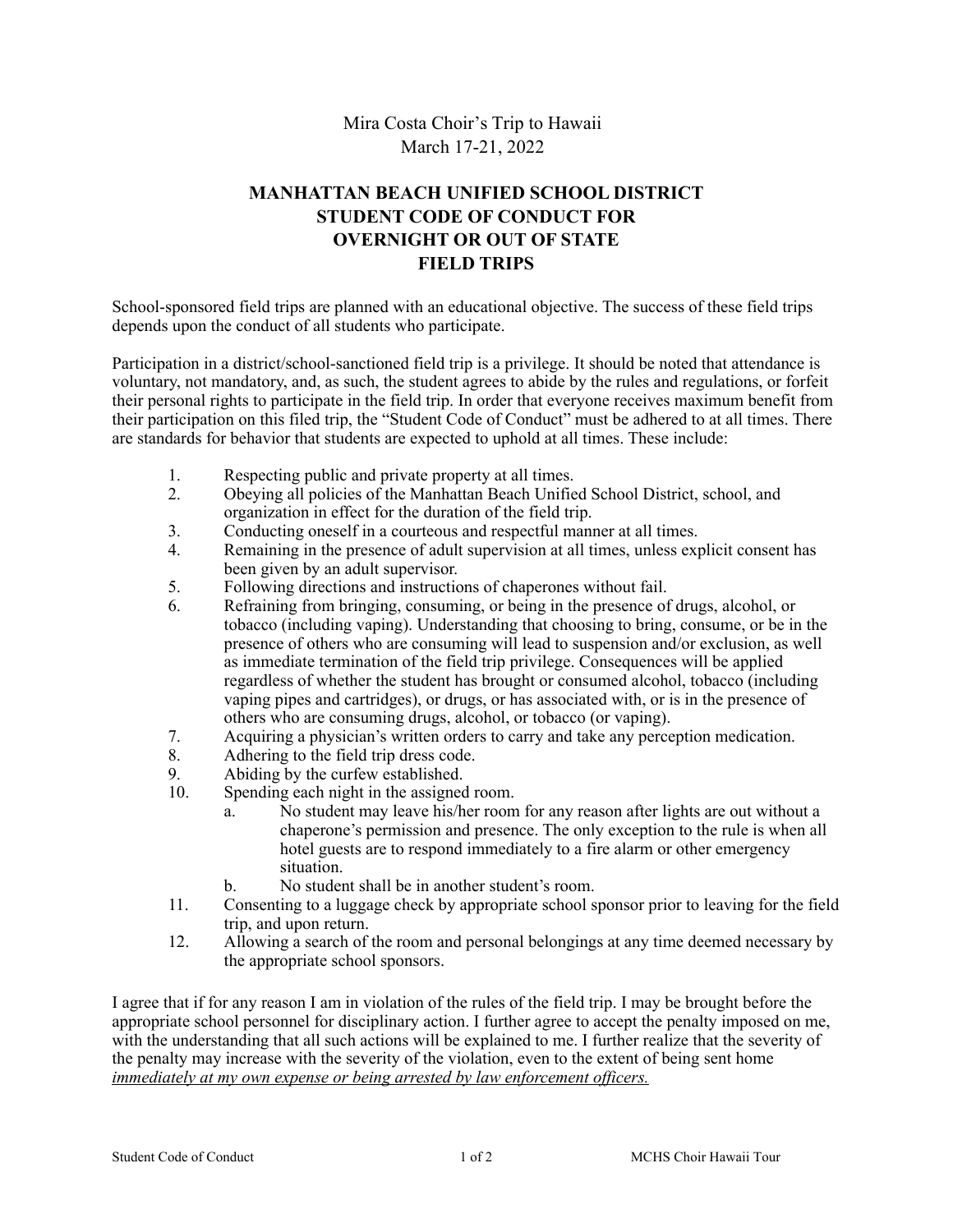Mira Costa Choir's Trip to Hawaii
March 17-21, 2022

# MANHATTAN BEACH UNIFIED SCHOOL DISTRICT STUDENT CODE OF CONDUCT FOR OVERNIGHT OR OUT OF STATE FIELD TRIPS

School-sponsored field trips are planned with an educational objective. The success of these field trips depends upon the conduct of all students who participate.

Participation in a district/school-sanctioned field trip is a privilege. It should be noted that attendance is voluntary, not mandatory, and, as such, the student agrees to abide by the rules and regulations, or forfeit their personal rights to participate in the field trip. In order that everyone receives maximum benefit from their participation on this filed trip, the "Student Code of Conduct" must be adhered to at all times. There are standards for behavior that students are expected to uphold at all times. These include:

1. Respecting public and private property at all times.
2. Obeying all policies of the Manhattan Beach Unified School District, school, and organization in effect for the duration of the field trip.
3. Conducting oneself in a courteous and respectful manner at all times.
4. Remaining in the presence of adult supervision at all times, unless explicit consent has been given by an adult supervisor.
5. Following directions and instructions of chaperones without fail.
6. Refraining from bringing, consuming, or being in the presence of drugs, alcohol, or tobacco (including vaping). Understanding that choosing to bring, consume, or be in the presence of others who are consuming will lead to suspension and/or exclusion, as well as immediate termination of the field trip privilege. Consequences will be applied regardless of whether the student has brought or consumed alcohol, tobacco (including vaping pipes and cartridges), or drugs, or has associated with, or is in the presence of others who are consuming drugs, alcohol, or tobacco (or vaping).
7. Acquiring a physician's written orders to carry and take any perception medication.
8. Adhering to the field trip dress code.
9. Abiding by the curfew established.
10. Spending each night in the assigned room.
    a. No student may leave his/her room for any reason after lights are out without a chaperone's permission and presence. The only exception to the rule is when all hotel guests are to respond immediately to a fire alarm or other emergency situation.
    b. No student shall be in another student's room.
11. Consenting to a luggage check by appropriate school sponsor prior to leaving for the field trip, and upon return.
12. Allowing a search of the room and personal belongings at any time deemed necessary by the appropriate school sponsors.

I agree that if for any reason I am in violation of the rules of the field trip. I may be brought before the appropriate school personnel for disciplinary action. I further agree to accept the penalty imposed on me, with the understanding that all such actions will be explained to me. I further realize that the severity of the penalty may increase with the severity of the violation, even to the extent of being sent home *immediately at my own expense or being arrested by law enforcement officers.*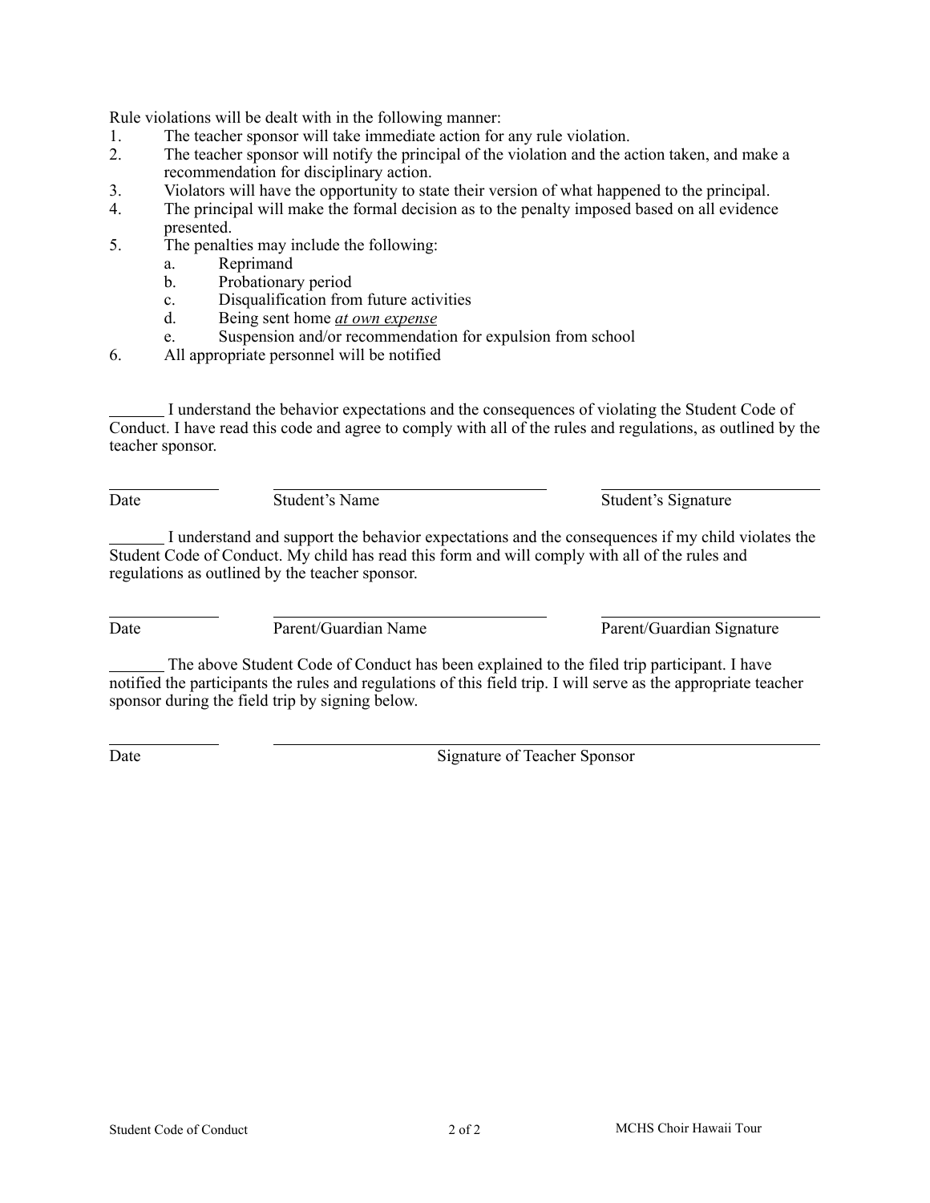Rule violations will be dealt with in the following manner:

1. The teacher sponsor will take immediate action for any rule violation.
2. The teacher sponsor will notify the principal of the violation and the action taken, and make a recommendation for disciplinary action.
3. Violators will have the opportunity to state their version of what happened to the principal.
4. The principal will make the formal decision as to the penalty imposed based on all evidence presented.
5. The penalties may include the following:
   a. Reprimand
   b. Probationary period
   c. Disqualification from future activities
   d. Being sent home <u>*at own expense*</u>
   e. Suspension and/or recommendation for expulsion from school
6. All appropriate personnel will be notified

_______ I understand the behavior expectations and the consequences of violating the Student Code of Conduct. I have read this code and agree to comply with all of the rules and regulations, as outlined by the teacher sponsor.

| Date | Student's Name | Student's Signature |
|---|---|---|

_______ I understand and support the behavior expectations and the consequences if my child violates the Student Code of Conduct. My child has read this form and will comply with all of the rules and regulations as outlined by the teacher sponsor.

| Date | Parent/Guardian Name | Parent/Guardian Signature |
|---|---|---|

_______ The above Student Code of Conduct has been explained to the filed trip participant. I have notified the participants the rules and regulations of this field trip. I will serve as the appropriate teacher sponsor during the field trip by signing below.

| Date | Signature of Teacher Sponsor |
|---|---|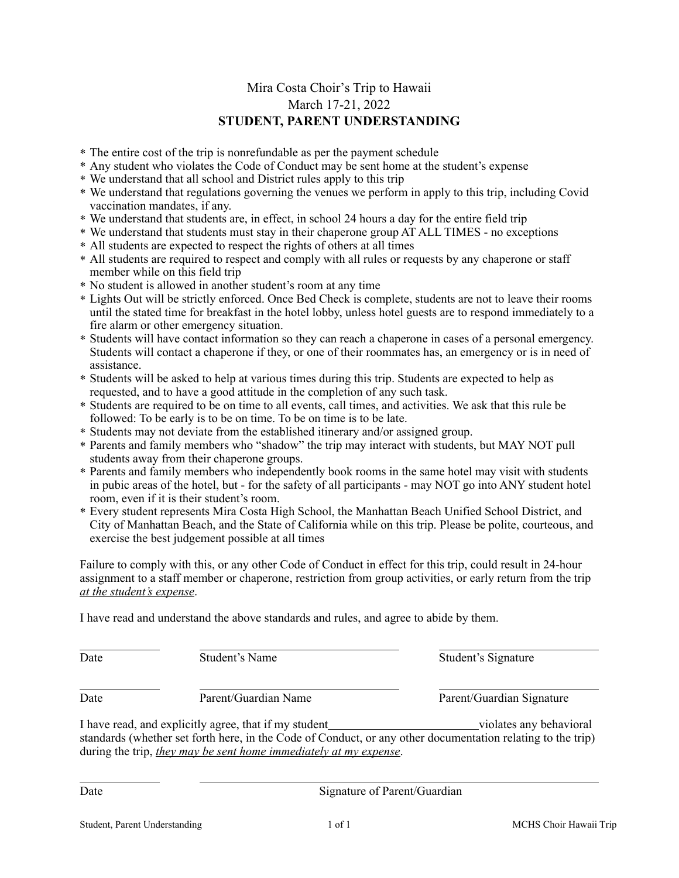Mira Costa Choir's Trip to Hawaii

March 17-21, 2022

**STUDENT, PARENT UNDERSTANDING**

* The entire cost of the trip is nonrefundable as per the payment schedule
* Any student who violates the Code of Conduct may be sent home at the student's expense
* We understand that all school and District rules apply to this trip
* We understand that regulations governing the venues we perform in apply to this trip, including Covid vaccination mandates, if any.
* We understand that students are, in effect, in school 24 hours a day for the entire field trip
* We understand that students must stay in their chaperone group AT ALL TIMES - no exceptions
* All students are expected to respect the rights of others at all times
* All students are required to respect and comply with all rules or requests by any chaperone or staff member while on this field trip
* No student is allowed in another student's room at any time
* Lights Out will be strictly enforced. Once Bed Check is complete, students are not to leave their rooms until the stated time for breakfast in the hotel lobby, unless hotel guests are to respond immediately to a fire alarm or other emergency situation.
* Students will have contact information so they can reach a chaperone in cases of a personal emergency. Students will contact a chaperone if they, or one of their roommates has, an emergency or is in need of assistance.
* Students will be asked to help at various times during this trip. Students are expected to help as requested, and to have a good attitude in the completion of any such task.
* Students are required to be on time to all events, call times, and activities. We ask that this rule be followed: To be early is to be on time. To be on time is to be late.
* Students may not deviate from the established itinerary and/or assigned group.
* Parents and family members who "shadow" the trip may interact with students, but MAY NOT pull students away from their chaperone groups.
* Parents and family members who independently book rooms in the same hotel may visit with students in pubic areas of the hotel, but - for the safety of all participants - may NOT go into ANY student hotel room, even if it is their student's room.
* Every student represents Mira Costa High School, the Manhattan Beach Unified School District, and City of Manhattan Beach, and the State of California while on this trip. Please be polite, courteous, and exercise the best judgement possible at all times

Failure to comply with this, or any other Code of Conduct in effect for this trip, could result in 24-hour assignment to a staff member or chaperone, restriction from group activities, or early return from the trip *at the student's expense*.

I have read and understand the above standards and rules, and agree to abide by them.

| ____________ | ______________________________ | ________________________ |
|---|---|---|
| Date | Student's Name | Student's Signature |
| ____________ | ______________________________ | ________________________ |
| Date | Parent/Guardian Name | Parent/Guardian Signature |

I have read, and explicitly agree, that if my student________________________violates any behavioral standards (whether set forth here, in the Code of Conduct, or any other documentation relating to the trip) during the trip, *they may be sent home immediately at my expense*.

____________ ____________________________________________________

Date Signature of Parent/Guardian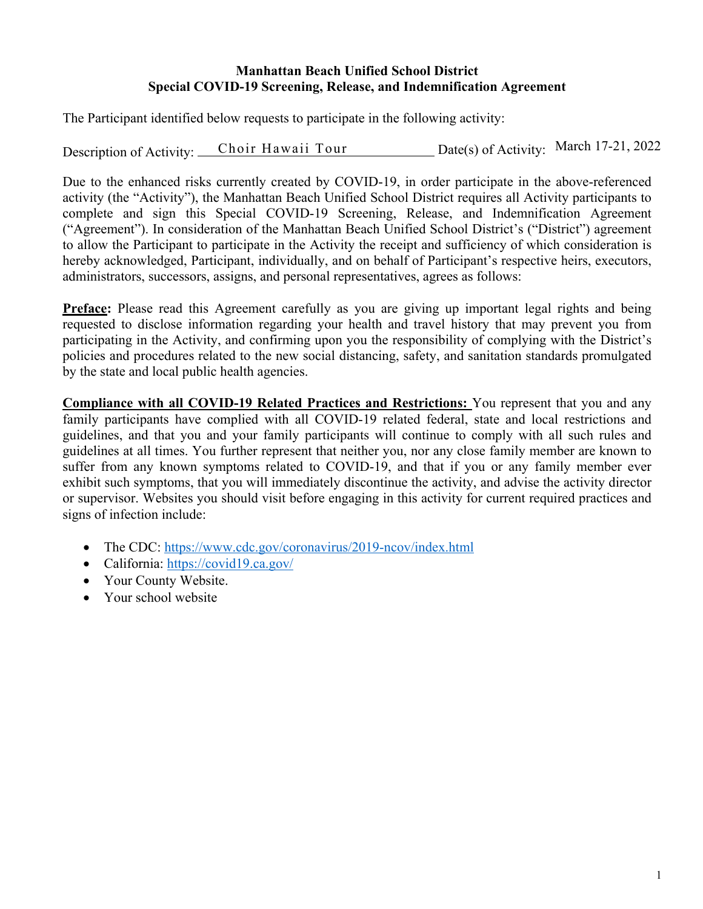**Manhattan Beach Unified School District**
**Special COVID-19 Screening, Release, and Indemnification Agreement**

The Participant identified below requests to participate in the following activity:

Description of Activity: Choir Hawaii Tour Date(s) of Activity: March 17-21, 2022

Due to the enhanced risks currently created by COVID-19, in order participate in the above-referenced activity (the "Activity"), the Manhattan Beach Unified School District requires all Activity participants to complete and sign this Special COVID-19 Screening, Release, and Indemnification Agreement ("Agreement"). In consideration of the Manhattan Beach Unified School District's ("District") agreement to allow the Participant to participate in the Activity the receipt and sufficiency of which consideration is hereby acknowledged, Participant, individually, and on behalf of Participant's respective heirs, executors, administrators, successors, assigns, and personal representatives, agrees as follows:

**Preface:** Please read this Agreement carefully as you are giving up important legal rights and being requested to disclose information regarding your health and travel history that may prevent you from participating in the Activity, and confirming upon you the responsibility of complying with the District's policies and procedures related to the new social distancing, safety, and sanitation standards promulgated by the state and local public health agencies.

**Compliance with all COVID-19 Related Practices and Restrictions:** You represent that you and any family participants have complied with all COVID-19 related federal, state and local restrictions and guidelines, and that you and your family participants will continue to comply with all such rules and guidelines at all times. You further represent that neither you, nor any close family member are known to suffer from any known symptoms related to COVID-19, and that if you or any family member ever exhibit such symptoms, that you will immediately discontinue the activity, and advise the activity director or supervisor. Websites you should visit before engaging in this activity for current required practices and signs of infection include:

- The CDC: https://www.cdc.gov/coronavirus/2019-ncov/index.html
- California: https://covid19.ca.gov/
- Your County Website.
- Your school website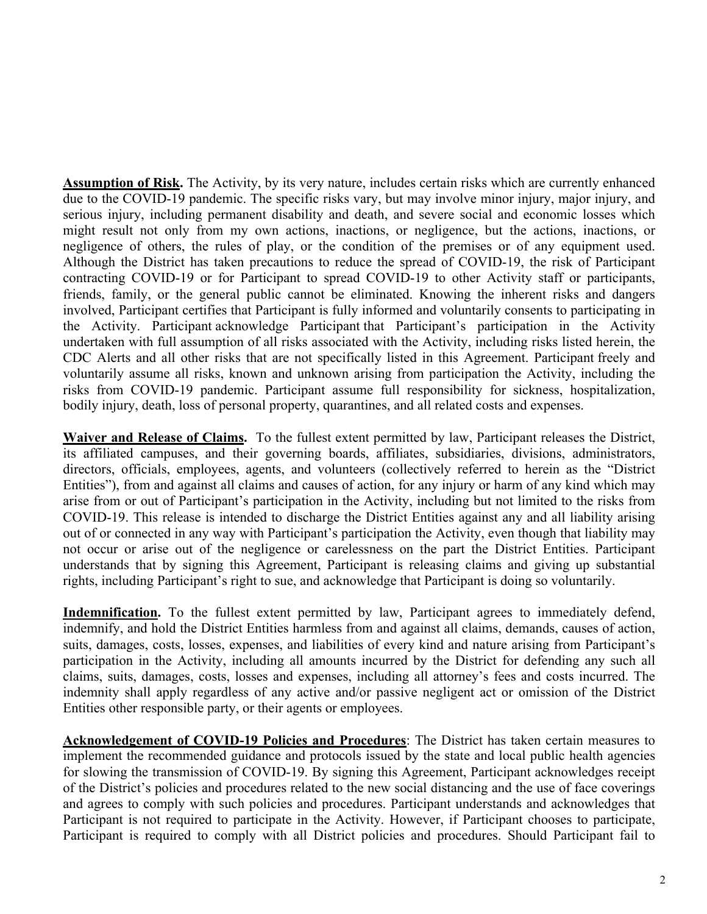**Assumption of Risk.** The Activity, by its very nature, includes certain risks which are currently enhanced due to the COVID-19 pandemic. The specific risks vary, but may involve minor injury, major injury, and serious injury, including permanent disability and death, and severe social and economic losses which might result not only from my own actions, inactions, or negligence, but the actions, inactions, or negligence of others, the rules of play, or the condition of the premises or of any equipment used. Although the District has taken precautions to reduce the spread of COVID-19, the risk of Participant contracting COVID-19 or for Participant to spread COVID-19 to other Activity staff or participants, friends, family, or the general public cannot be eliminated. Knowing the inherent risks and dangers involved, Participant certifies that Participant is fully informed and voluntarily consents to participating in the Activity. Participant acknowledge Participant that Participant's participation in the Activity undertaken with full assumption of all risks associated with the Activity, including risks listed herein, the CDC Alerts and all other risks that are not specifically listed in this Agreement. Participant freely and voluntarily assume all risks, known and unknown arising from participation the Activity, including the risks from COVID-19 pandemic. Participant assume full responsibility for sickness, hospitalization, bodily injury, death, loss of personal property, quarantines, and all related costs and expenses.

**Waiver and Release of Claims.** To the fullest extent permitted by law, Participant releases the District, its affiliated campuses, and their governing boards, affiliates, subsidiaries, divisions, administrators, directors, officials, employees, agents, and volunteers (collectively referred to herein as the "District Entities"), from and against all claims and causes of action, for any injury or harm of any kind which may arise from or out of Participant's participation in the Activity, including but not limited to the risks from COVID-19. This release is intended to discharge the District Entities against any and all liability arising out of or connected in any way with Participant's participation the Activity, even though that liability may not occur or arise out of the negligence or carelessness on the part the District Entities. Participant understands that by signing this Agreement, Participant is releasing claims and giving up substantial rights, including Participant's right to sue, and acknowledge that Participant is doing so voluntarily.

**Indemnification.** To the fullest extent permitted by law, Participant agrees to immediately defend, indemnify, and hold the District Entities harmless from and against all claims, demands, causes of action, suits, damages, costs, losses, expenses, and liabilities of every kind and nature arising from Participant's participation in the Activity, including all amounts incurred by the District for defending any such all claims, suits, damages, costs, losses and expenses, including all attorney's fees and costs incurred. The indemnity shall apply regardless of any active and/or passive negligent act or omission of the District Entities other responsible party, or their agents or employees.

**Acknowledgement of COVID-19 Policies and Procedures**: The District has taken certain measures to implement the recommended guidance and protocols issued by the state and local public health agencies for slowing the transmission of COVID-19. By signing this Agreement, Participant acknowledges receipt of the District's policies and procedures related to the new social distancing and the use of face coverings and agrees to comply with such policies and procedures. Participant understands and acknowledges that Participant is not required to participate in the Activity. However, if Participant chooses to participate, Participant is required to comply with all District policies and procedures. Should Participant fail to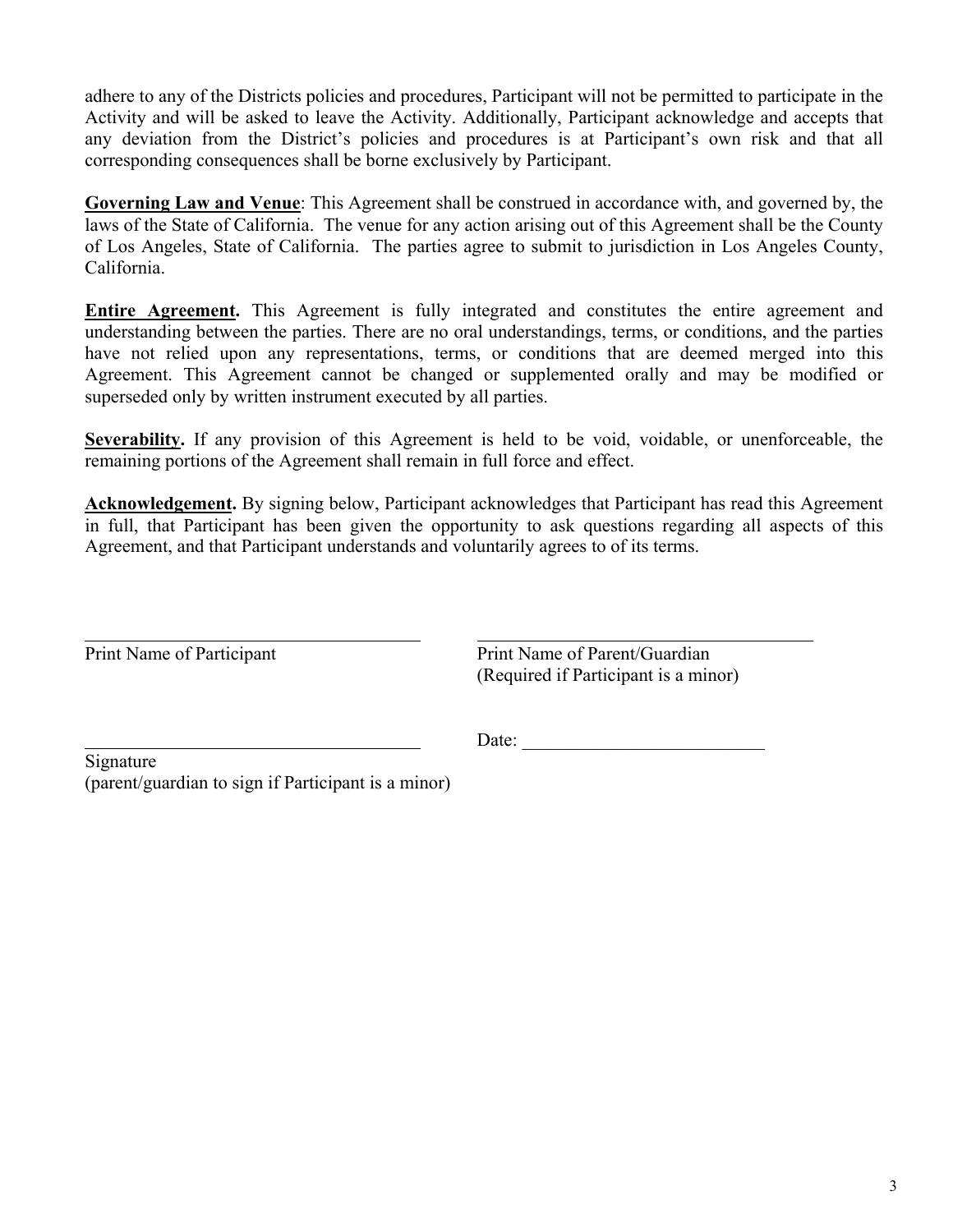adhere to any of the Districts policies and procedures, Participant will not be permitted to participate in the Activity and will be asked to leave the Activity. Additionally, Participant acknowledge and accepts that any deviation from the District's policies and procedures is at Participant's own risk and that all corresponding consequences shall be borne exclusively by Participant.

**Governing Law and Venue**: This Agreement shall be construed in accordance with, and governed by, the laws of the State of California. The venue for any action arising out of this Agreement shall be the County of Los Angeles, State of California. The parties agree to submit to jurisdiction in Los Angeles County, California.

**Entire Agreement.** This Agreement is fully integrated and constitutes the entire agreement and understanding between the parties. There are no oral understandings, terms, or conditions, and the parties have not relied upon any representations, terms, or conditions that are deemed merged into this Agreement. This Agreement cannot be changed or supplemented orally and may be modified or superseded only by written instrument executed by all parties.

**Severability.** If any provision of this Agreement is held to be void, voidable, or unenforceable, the remaining portions of the Agreement shall remain in full force and effect.

**Acknowledgement.** By signing below, Participant acknowledges that Participant has read this Agreement in full, that Participant has been given the opportunity to ask questions regarding all aspects of this Agreement, and that Participant understands and voluntarily agrees to of its terms.

\_\_\_\_\_\_\_\_\_\_\_\_\_\_\_\_\_\_\_\_\_\_\_\_\_\_\_\_\_\_\_\_\_\_\_\_
Print Name of Participant

\_\_\_\_\_\_\_\_\_\_\_\_\_\_\_\_\_\_\_\_\_\_\_\_\_\_\_\_\_\_\_\_\_\_\_\_
Print Name of Parent/Guardian
(Required if Participant is a minor)

\_\_\_\_\_\_\_\_\_\_\_\_\_\_\_\_\_\_\_\_\_\_\_\_\_\_\_\_\_\_\_\_\_\_\_\_
Signature
(parent/guardian to sign if Participant is a minor)

Date: \_\_\_\_\_\_\_\_\_\_\_\_\_\_\_\_\_\_\_\_\_\_\_\_\_\_